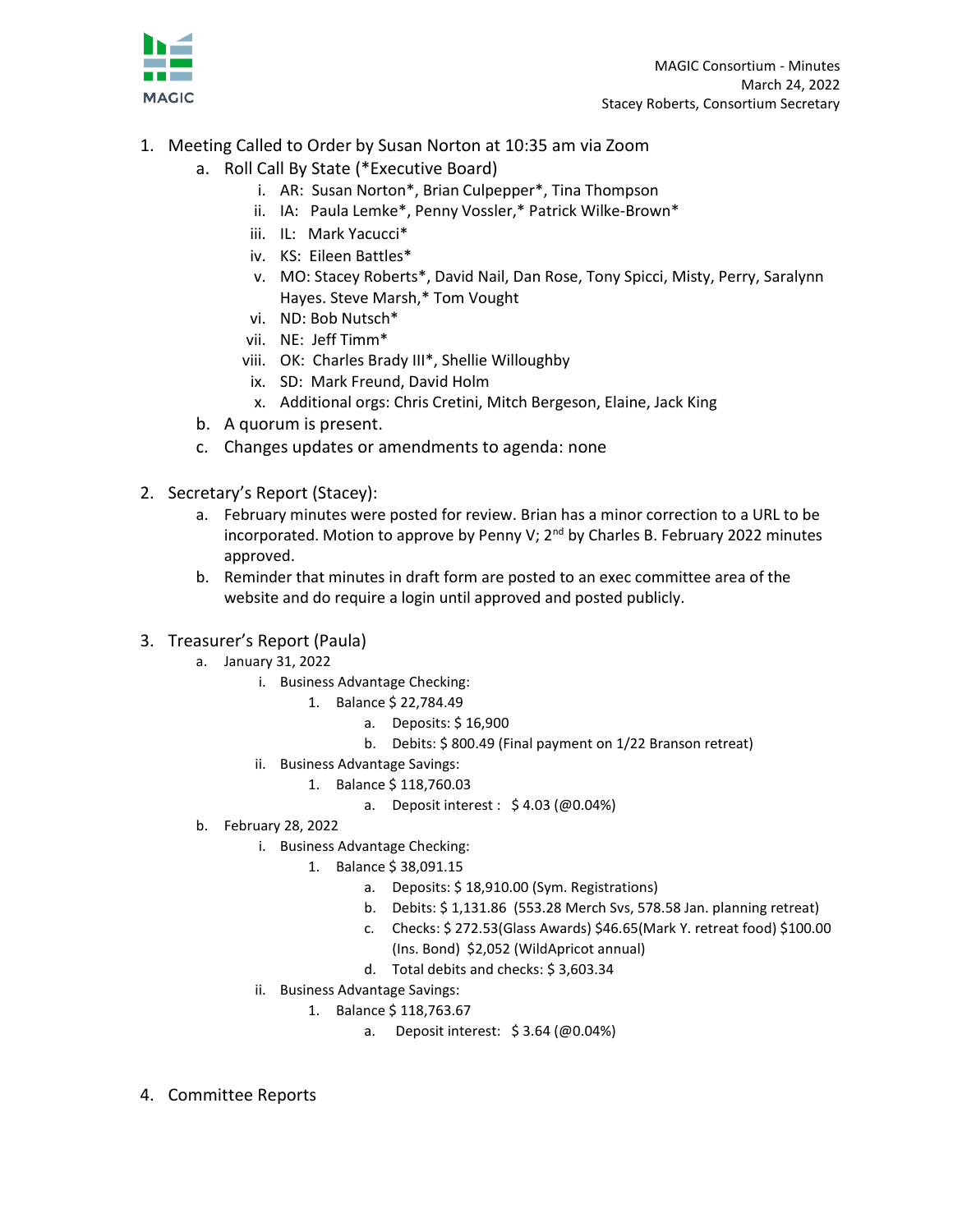MAGIC Consortium - Minutes
March 24, 2022
Stacey Roberts, Consortium Secretary

1. Meeting Called to Order by Susan Norton at 10:35 am via Zoom
   a. Roll Call By State (*Executive Board)
      i. AR: Susan Norton*, Brian Culpepper*, Tina Thompson
      ii. IA: Paula Lemke*, Penny Vossler,* Patrick Wilke-Brown*
      iii. IL: Mark Yacucci*
      iv. KS: Eileen Battles*
      v. MO: Stacey Roberts*, David Nail, Dan Rose, Tony Spicci, Misty, Perry, Saralynn Hayes. Steve Marsh,* Tom Vought
      vi. ND: Bob Nutsch*
      vii. NE: Jeff Timm*
      viii. OK: Charles Brady III*, Shellie Willoughby
      ix. SD: Mark Freund, David Holm
      x. Additional orgs: Chris Cretini, Mitch Bergeson, Elaine, Jack King
   b. A quorum is present.
   c. Changes updates or amendments to agenda: none

2. Secretary's Report (Stacey):
   a. February minutes were posted for review. Brian has a minor correction to a URL to be incorporated. Motion to approve by Penny V; 2nd by Charles B. February 2022 minutes approved.
   b. Reminder that minutes in draft form are posted to an exec committee area of the website and do require a login until approved and posted publicly.

3. Treasurer's Report (Paula)
   a. January 31, 2022
      i. Business Advantage Checking:
         1. Balance $ 22,784.49
            a. Deposits: $ 16,900
            b. Debits: $ 800.49 (Final payment on 1/22 Branson retreat)
      ii. Business Advantage Savings:
         1. Balance $ 118,760.03
            a. Deposit interest : $ 4.03 (@0.04%)
   b. February 28, 2022
      i. Business Advantage Checking:
         1. Balance $ 38,091.15
            a. Deposits: $ 18,910.00 (Sym. Registrations)
            b. Debits: $ 1,131.86 (553.28 Merch Svs, 578.58 Jan. planning retreat)
            c. Checks: $ 272.53(Glass Awards) $46.65(Mark Y. retreat food) $100.00 (Ins. Bond) $2,052 (WildApricot annual)
            d. Total debits and checks: $ 3,603.34
      ii. Business Advantage Savings:
         1. Balance $ 118,763.67
            a. Deposit interest: $ 3.64 (@0.04%)

4. Committee Reports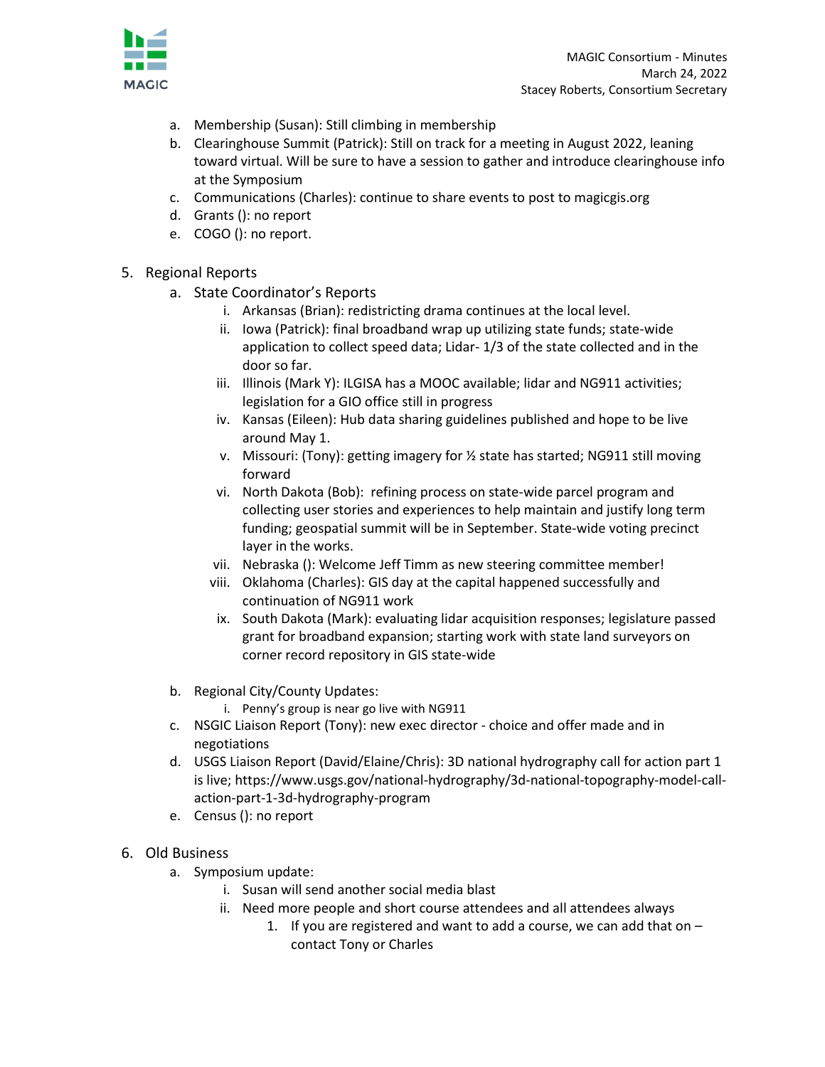a. Membership (Susan): Still climbing in membership
b. Clearinghouse Summit (Patrick): Still on track for a meeting in August 2022, leaning toward virtual. Will be sure to have a session to gather and introduce clearinghouse info at the Symposium
c. Communications (Charles): continue to share events to post to magicgis.org
d. Grants (): no report
e. COGO (): no report.

5. Regional Reports
   a. State Coordinator's Reports
      i. Arkansas (Brian): redistricting drama continues at the local level.
      ii. Iowa (Patrick): final broadband wrap up utilizing state funds; state-wide application to collect speed data; Lidar- 1/3 of the state collected and in the door so far.
      iii. Illinois (Mark Y): ILGISA has a MOOC available; lidar and NG911 activities; legislation for a GIO office still in progress
      iv. Kansas (Eileen): Hub data sharing guidelines published and hope to be live around May 1.
      v. Missouri: (Tony): getting imagery for ½ state has started; NG911 still moving forward
      vi. North Dakota (Bob): refining process on state-wide parcel program and collecting user stories and experiences to help maintain and justify long term funding; geospatial summit will be in September. State-wide voting precinct layer in the works.
      vii. Nebraska (): Welcome Jeff Timm as new steering committee member!
      viii. Oklahoma (Charles): GIS day at the capital happened successfully and continuation of NG911 work
      ix. South Dakota (Mark): evaluating lidar acquisition responses; legislature passed grant for broadband expansion; starting work with state land surveyors on corner record repository in GIS state-wide

   b. Regional City/County Updates:
      i. Penny's group is near go live with NG911
   c. NSGIC Liaison Report (Tony): new exec director - choice and offer made and in negotiations
   d. USGS Liaison Report (David/Elaine/Chris): 3D national hydrography call for action part 1 is live; https://www.usgs.gov/national-hydrography/3d-national-topography-model-call-action-part-1-3d-hydrography-program
   e. Census (): no report

6. Old Business
   a. Symposium update:
      i. Susan will send another social media blast
      ii. Need more people and short course attendees and all attendees always
         1. If you are registered and want to add a course, we can add that on – contact Tony or Charles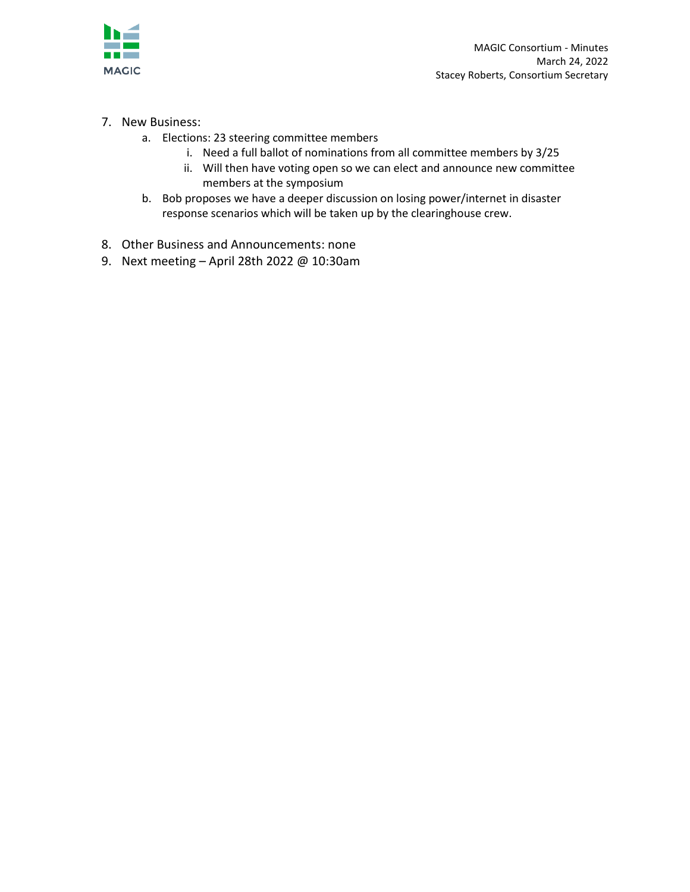7. New Business:
   a. Elections: 23 steering committee members
      i. Need a full ballot of nominations from all committee members by 3/25
      ii. Will then have voting open so we can elect and announce new committee members at the symposium
   b. Bob proposes we have a deeper discussion on losing power/internet in disaster response scenarios which will be taken up by the clearinghouse crew.

8. Other Business and Announcements: none
9. Next meeting – April 28th 2022 @ 10:30am